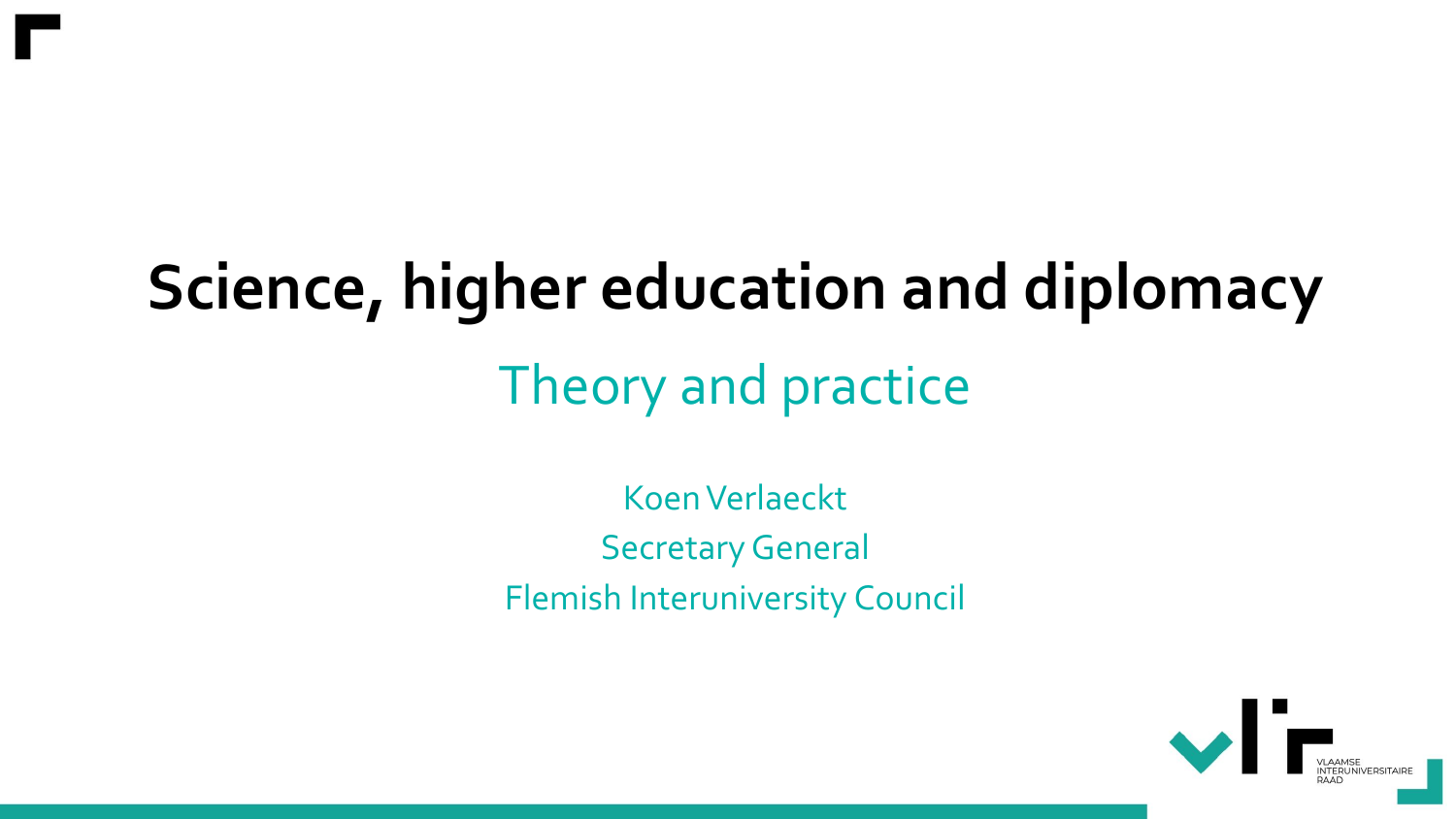# Science, higher education and diplomacy

## Theory and practice

Koen Verlaeckt

Secretary General

Flemish Interuniversity Council

VLAAMSE INTERUNIVERSITAIRE RAAD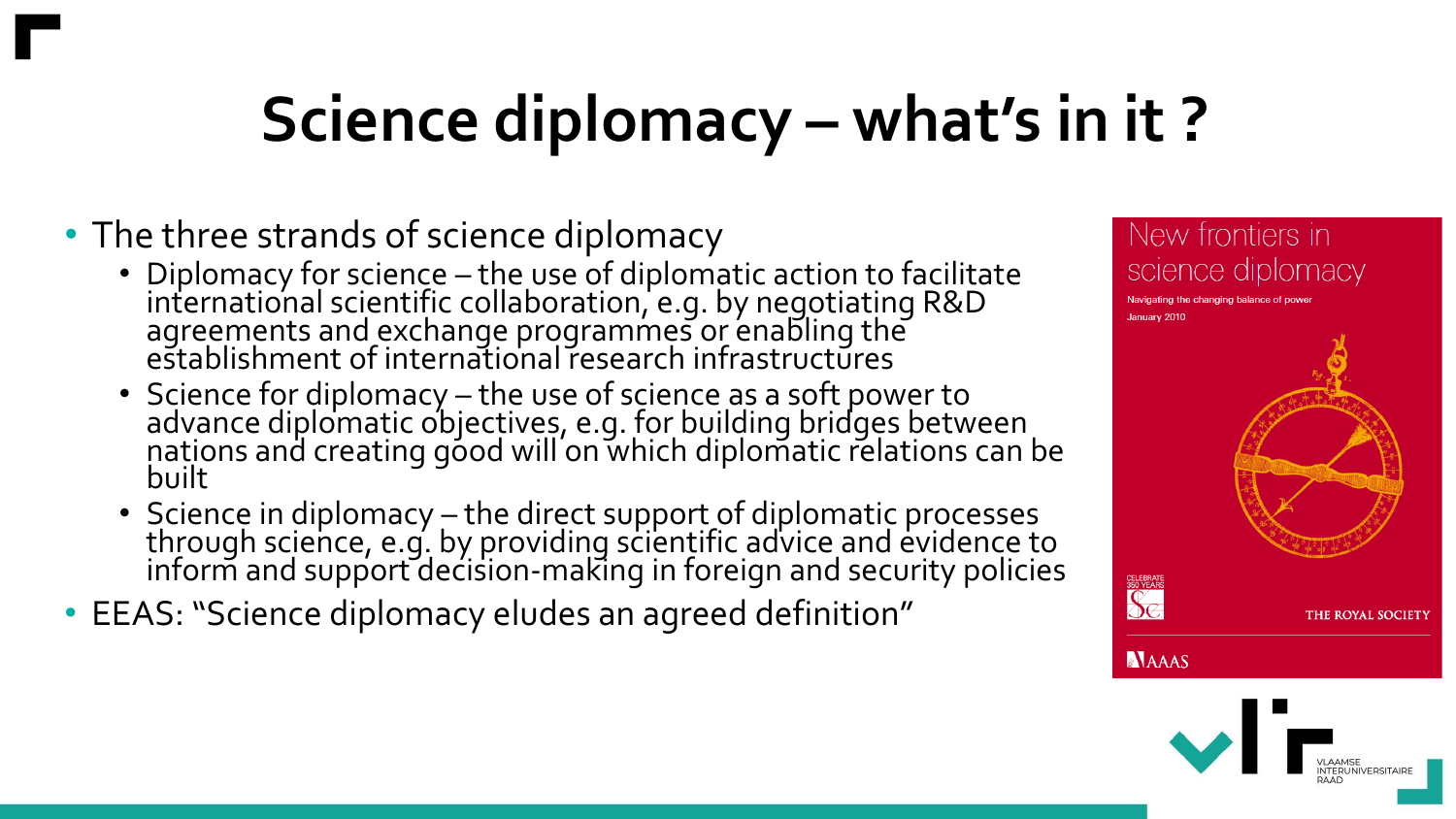# Science diplomacy – what's in it ?

- The three strands of science diplomacy
  - Diplomacy for science – the use of diplomatic action to facilitate international scientific collaboration, e.g. by negotiating R&D agreements and exchange programmes or enabling the establishment of international research infrastructures
  - Science for diplomacy – the use of science as a soft power to advance diplomatic objectives, e.g. for building bridges between nations and creating good will on which diplomatic relations can be built
  - Science in diplomacy – the direct support of diplomatic processes through science, e.g. by providing scientific advice and evidence to inform and support decision-making in foreign and security policies
- EEAS: "Science diplomacy eludes an agreed definition"

New frontiers in science diplomacy

Navigating the changing balance of power

January 2010

CELEBRATE 350 YEARS

THE ROYAL SOCIETY

AAAS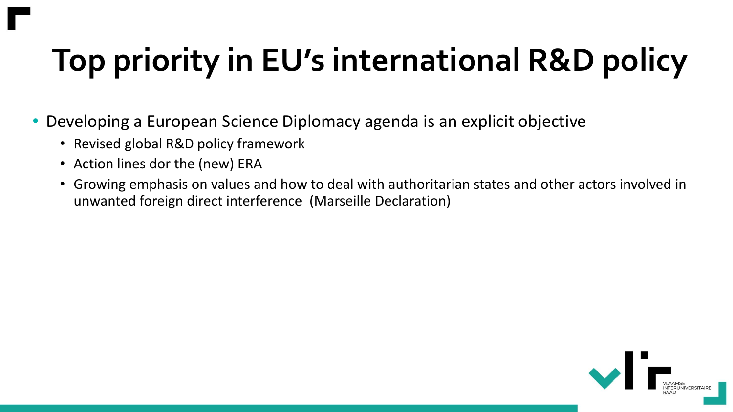# Top priority in EU's international R&D policy

- Developing a European Science Diplomacy agenda is an explicit objective
  - Revised global R&D policy framework
  - Action lines dor the (new) ERA
  - Growing emphasis on values and how to deal with authoritarian states and other actors involved in unwanted foreign direct interference (Marseille Declaration)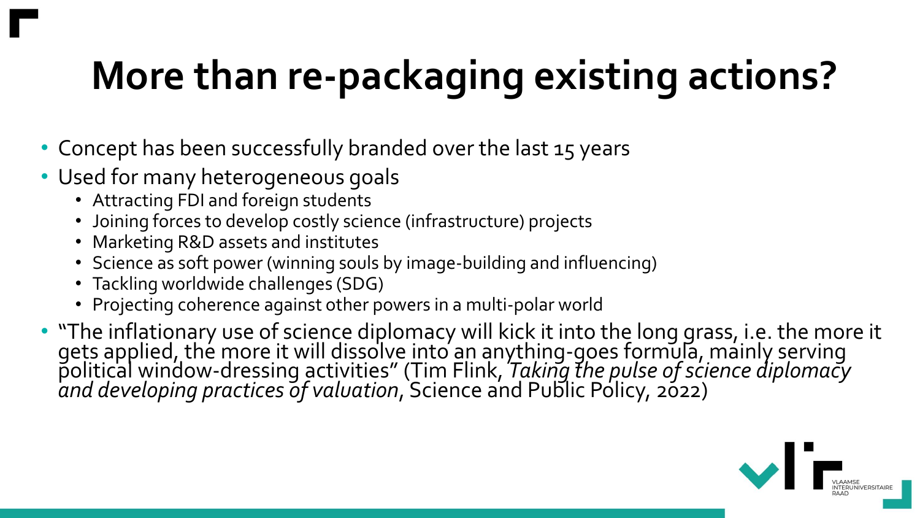# More than re-packaging existing actions?

- Concept has been successfully branded over the last 15 years
- Used for many heterogeneous goals
  - Attracting FDI and foreign students
  - Joining forces to develop costly science (infrastructure) projects
  - Marketing R&D assets and institutes
  - Science as soft power (winning souls by image-building and influencing)
  - Tackling worldwide challenges (SDG)
  - Projecting coherence against other powers in a multi-polar world
- "The inflationary use of science diplomacy will kick it into the long grass, i.e. the more it gets applied, the more it will dissolve into an anything-goes formula, mainly serving political window-dressing activities" (Tim Flink, *Taking the pulse of science diplomacy and developing practices of valuation*, Science and Public Policy, 2022)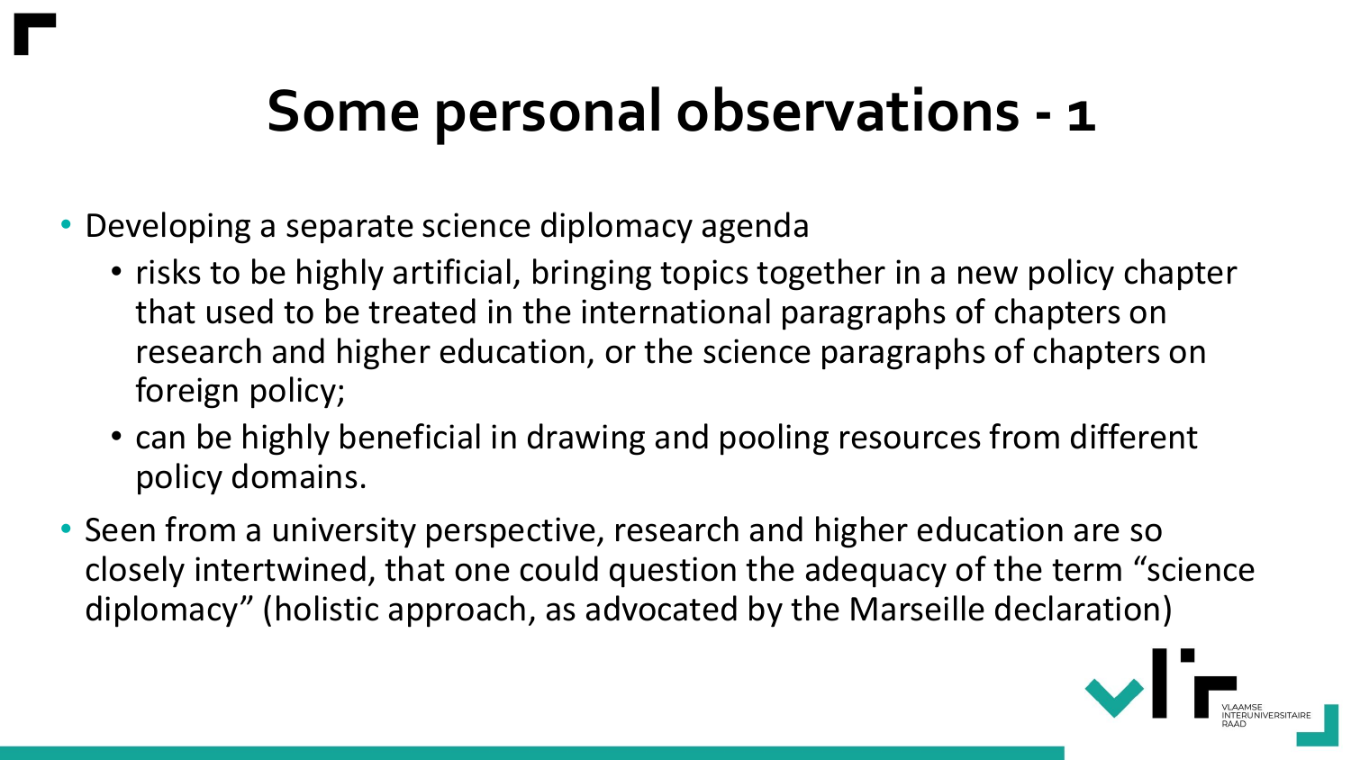# Some personal observations - 1

- Developing a separate science diplomacy agenda
  - risks to be highly artificial, bringing topics together in a new policy chapter that used to be treated in the international paragraphs of chapters on research and higher education, or the science paragraphs of chapters on foreign policy;
  - can be highly beneficial in drawing and pooling resources from different policy domains.
- Seen from a university perspective, research and higher education are so closely intertwined, that one could question the adequacy of the term "science diplomacy" (holistic approach, as advocated by the Marseille declaration)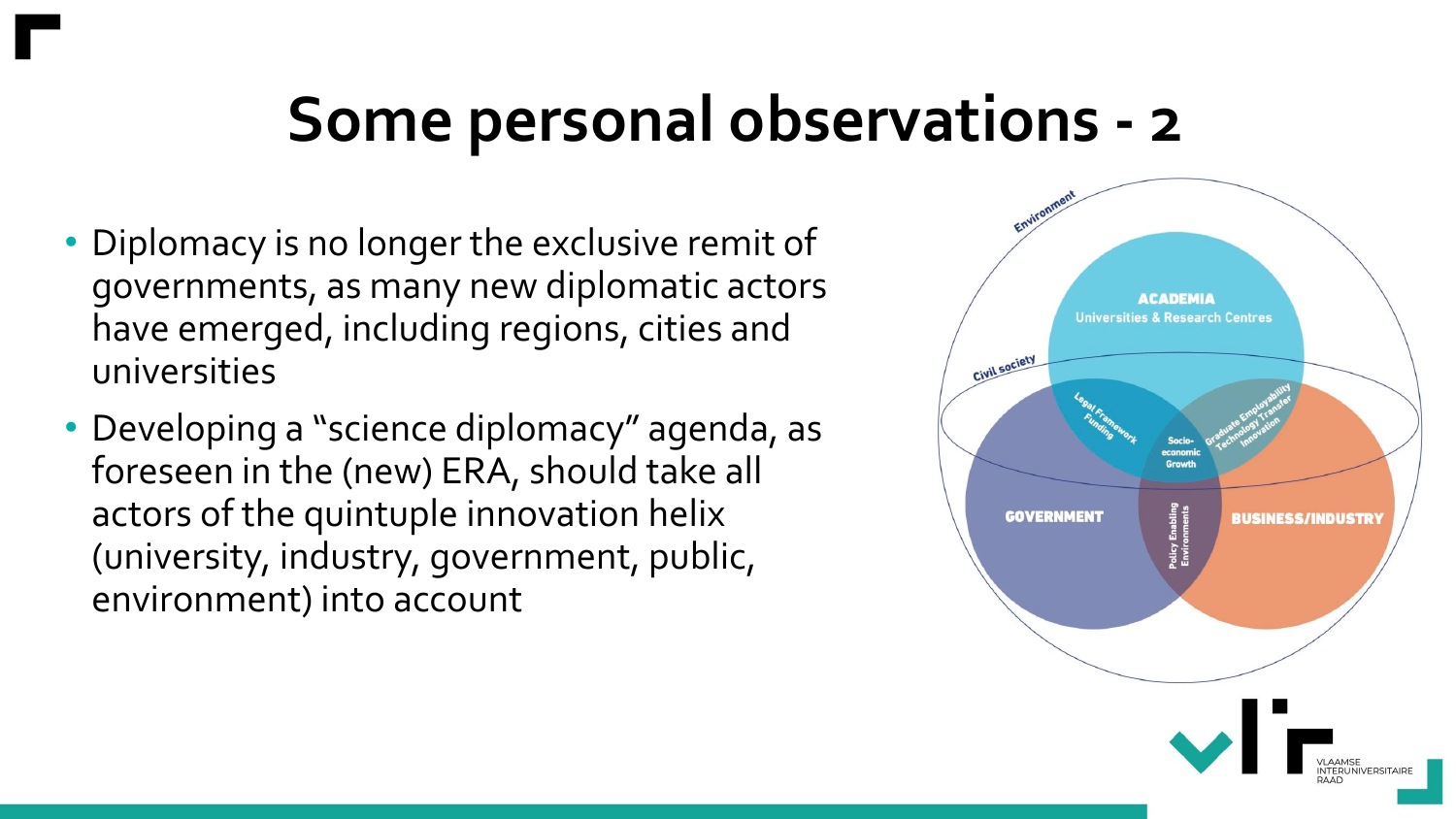# Some personal observations - 2

- Diplomacy is no longer the exclusive remit of governments, as many new diplomatic actors have emerged, including regions, cities and universities
- Developing a "science diplomacy" agenda, as foreseen in the (new) ERA, should take all actors of the quintuple innovation helix (university, industry, government, public, environment) into account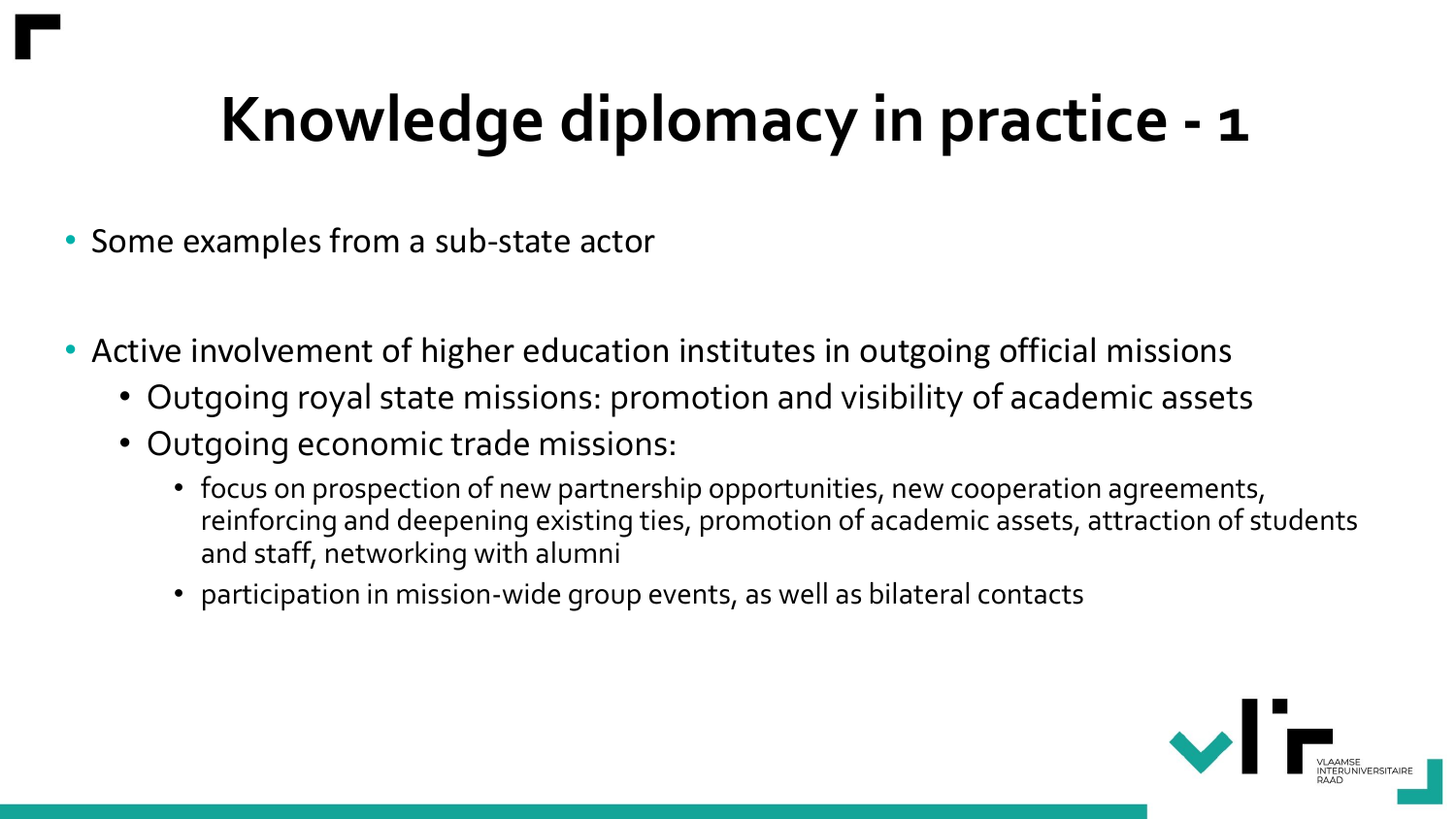# Knowledge diplomacy in practice - 1

- Some examples from a sub-state actor

- Active involvement of higher education institutes in outgoing official missions
  - Outgoing royal state missions: promotion and visibility of academic assets
  - Outgoing economic trade missions:
    - focus on prospection of new partnership opportunities, new cooperation agreements, reinforcing and deepening existing ties, promotion of academic assets, attraction of students and staff, networking with alumni
    - participation in mission-wide group events, as well as bilateral contacts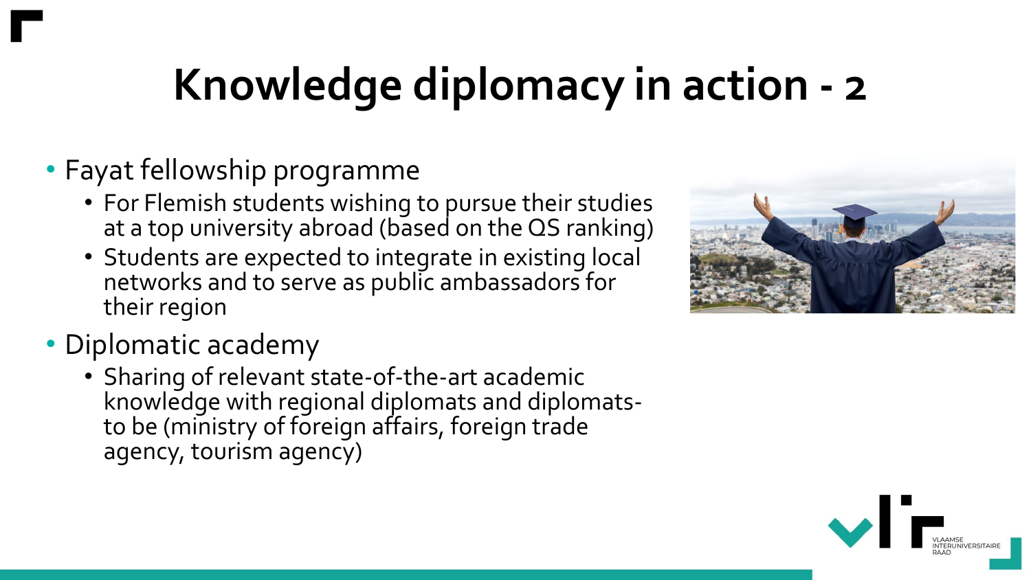# Knowledge diplomacy in action - 2

- Fayat fellowship programme
  - For Flemish students wishing to pursue their studies at a top university abroad (based on the QS ranking)
  - Students are expected to integrate in existing local networks and to serve as public ambassadors for their region
- Diplomatic academy
  - Sharing of relevant state-of-the-art academic knowledge with regional diplomats and diplomats-to be (ministry of foreign affairs, foreign trade agency, tourism agency)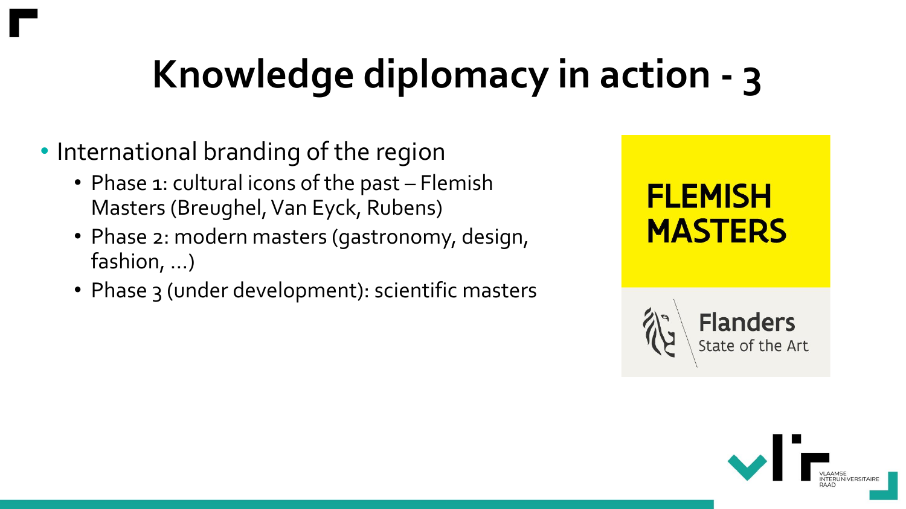# Knowledge diplomacy in action - 3

- International branding of the region
  - Phase 1: cultural icons of the past – Flemish Masters (Breughel, Van Eyck, Rubens)
  - Phase 2: modern masters (gastronomy, design, fashion, …)
  - Phase 3 (under development): scientific masters

FLEMISH MASTERS

Flanders
State of the Art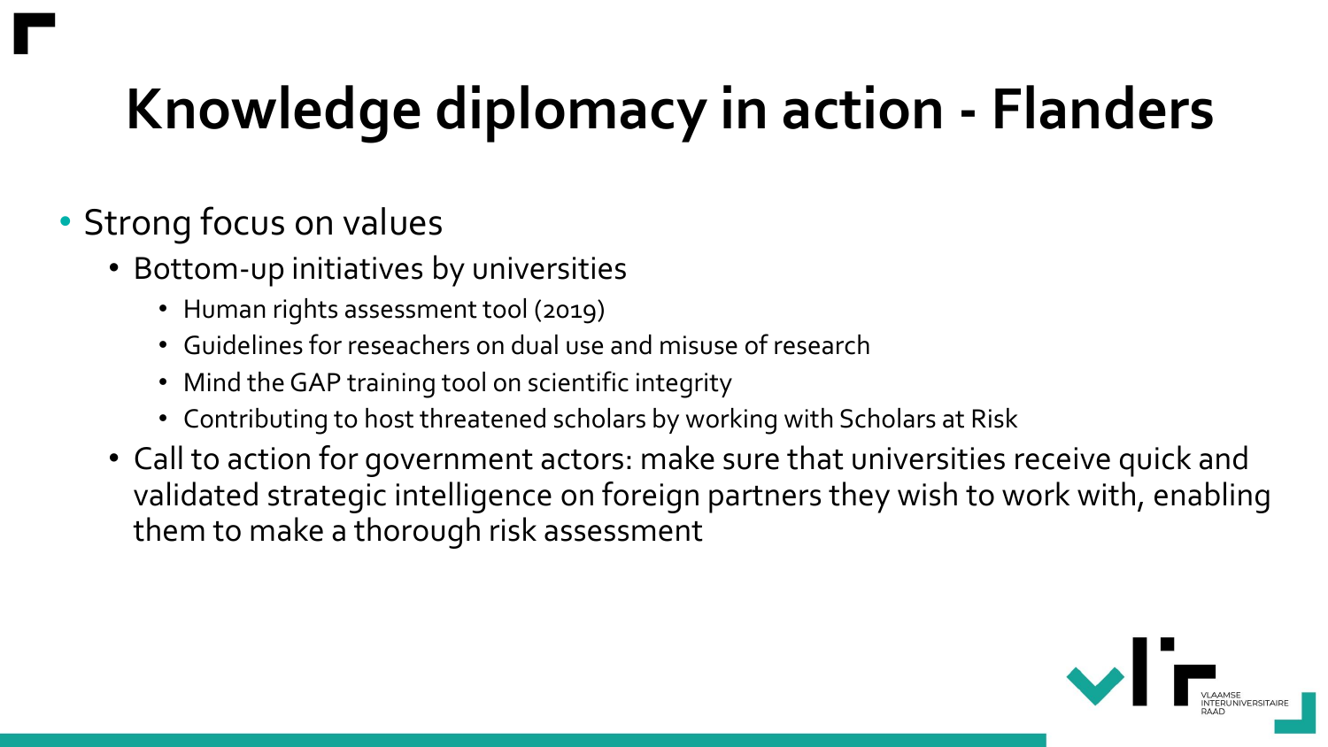# Knowledge diplomacy in action - Flanders

- Strong focus on values
  - Bottom-up initiatives by universities
    - Human rights assessment tool (2019)
    - Guidelines for reseachers on dual use and misuse of research
    - Mind the GAP training tool on scientific integrity
    - Contributing to host threatened scholars by working with Scholars at Risk
  - Call to action for government actors: make sure that universities receive quick and validated strategic intelligence on foreign partners they wish to work with, enabling them to make a thorough risk assessment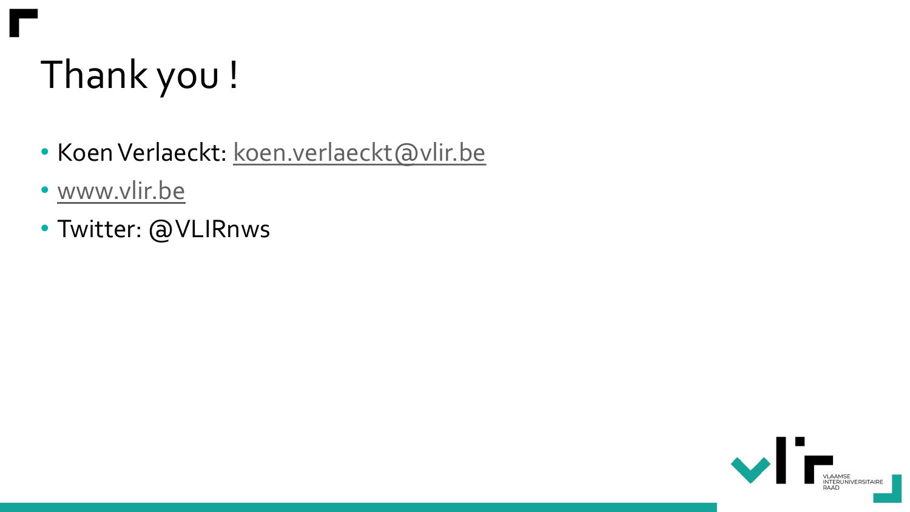# Thank you !

- Koen Verlaeckt: koen.verlaeckt@vlir.be
- www.vlir.be
- Twitter: @VLIRnws

VLAAMSE
INTERUNIVERSITAIRE
RAAD